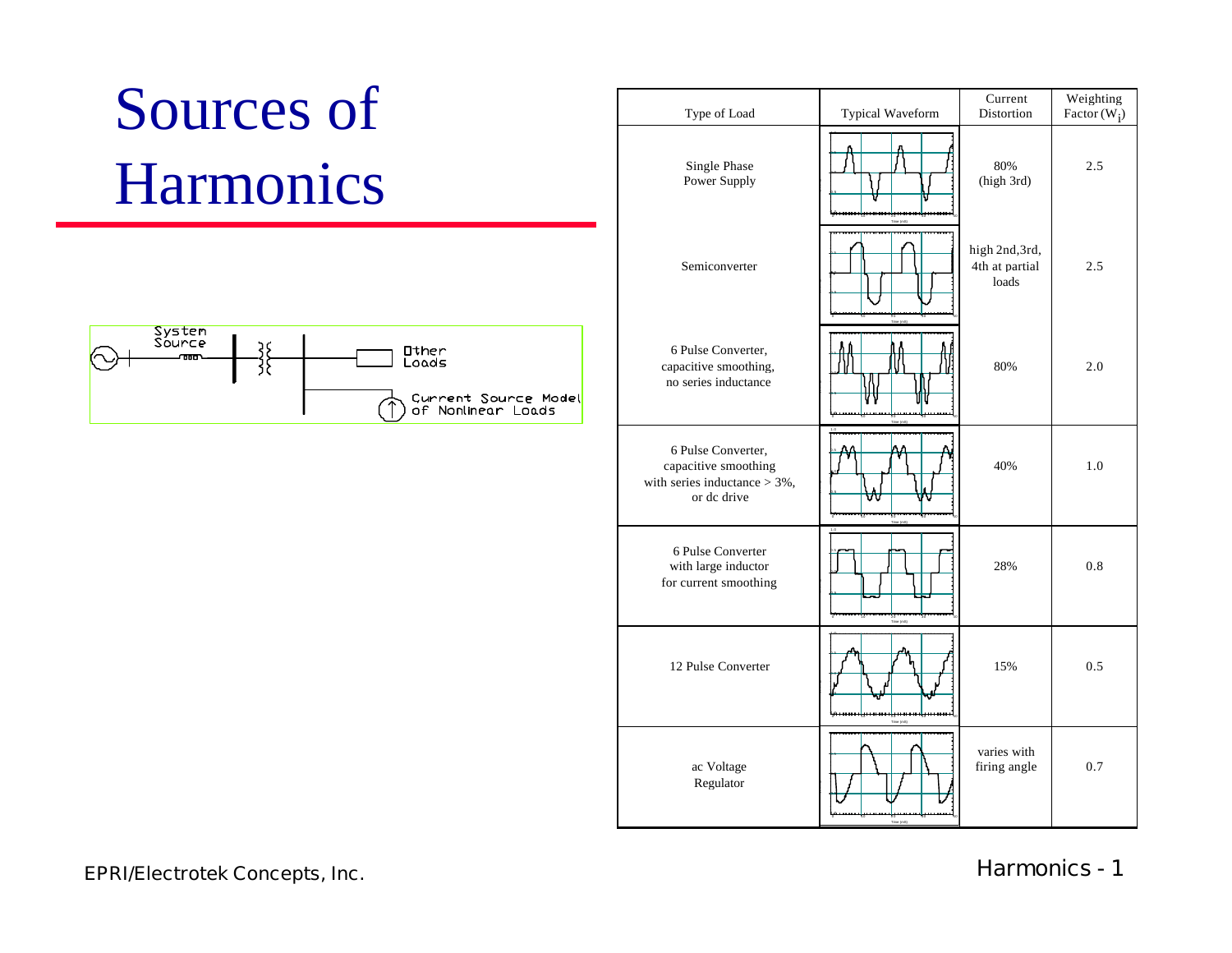# Sources of Harmonics

System Source — Other Loads — Current Source Model of Nonlinear Loads

| Type of Load | Typical Waveform | Current Distortion | Weighting Factor ($W_i$) |
|---|---|---|---|
| Single Phase Power Supply | | 80% (high 3rd) | 2.5 |
| Semiconverter | | high 2nd,3rd, 4th at partial loads | 2.5 |
| 6 Pulse Converter, capacitive smoothing, no series inductance | | 80% | 2.0 |
| 6 Pulse Converter, capacitive smoothing with series inductance > 3%, or dc drive | | 40% | 1.0 |
| 6 Pulse Converter with large inductor for current smoothing | | 28% | 0.8 |
| 12 Pulse Converter | | 15% | 0.5 |
| ac Voltage Regulator | | varies with firing angle | 0.7 |

EPRI/Electrotek Concepts, Inc.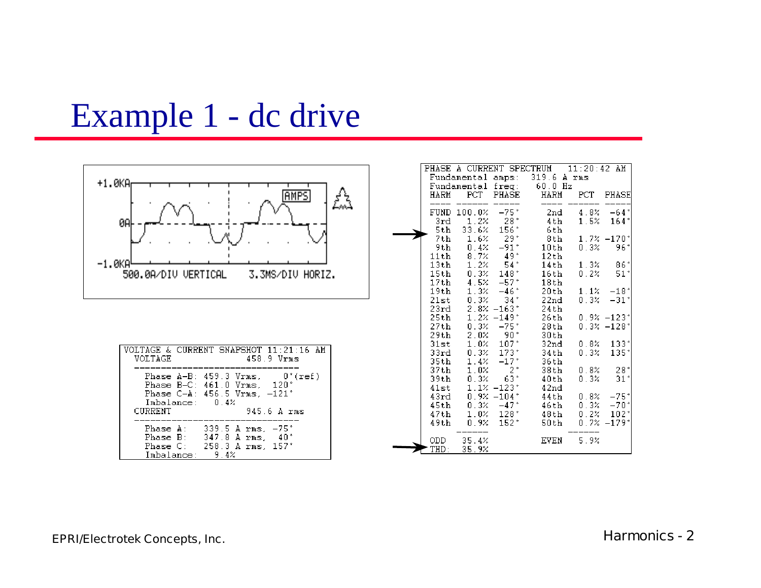# Example 1 - dc drive

+1.0KA

0A

-1.0KA

AMPS

500.0A/DIV VERTICAL    3.3MS/DIV HORIZ.

**VOLTAGE & CURRENT SNAPSHOT 11:21:16 AM**

| VOLTAGE | 458.9 Vrms |
|---|---|
| Phase A-B: | 459.3 Vrms, 0°(ref) |
| Phase B-C: | 461.0 Vrms, 120° |
| Phase C-A: | 456.5 Vrms, -121° |
| Imbalance: | 0.4% |
| CURRENT | 945.6 A rms |
| Phase A: | 339.5 A rms, -75° |
| Phase B: | 347.8 A rms, 40° |
| Phase C: | 258.3 A rms, 157° |
| Imbalance: | 9.4% |

**PHASE A CURRENT SPECTRUM 11:20:42 AM**

Fundamental amps: 319.6 A rms

Fundamental freq: 60.0 Hz

| HARM | PCT | PHASE | HARM | PCT | PHASE |
|---|---|---|---|---|---|
| FUND | 100.0% | -75° | 2nd | 4.8% | -64° |
| 3rd | 1.2% | 28° | 4th | 1.5% | 164° |
| 5th | 33.6% | 156° | 6th | | |
| 7th | 1.6% | 29° | 8th | 1.7% | -170° |
| 9th | 0.4% | -91° | 10th | 0.3% | 96° |
| 11th | 8.7% | 49° | 12th | | |
| 13th | 1.2% | 54° | 14th | 1.3% | 86° |
| 15th | 0.3% | 148° | 16th | 0.2% | 51° |
| 17th | 4.5% | -57° | 18th | | |
| 19th | 1.3% | -46° | 20th | 1.1% | -18° |
| 21st | 0.3% | 34° | 22nd | 0.3% | -31° |
| 23rd | 2.8% | -163° | 24th | | |
| 25th | 1.2% | -149° | 26th | 0.9% | -123° |
| 27th | 0.3% | -75° | 28th | 0.3% | -128° |
| 29th | 2.0% | 90° | 30th | | |
| 31st | 1.0% | 107° | 32nd | 0.8% | 133° |
| 33rd | 0.3% | 173° | 34th | 0.3% | 135° |
| 35th | 1.4% | -17° | 36th | | |
| 37th | 1.0% | 2° | 38th | 0.8% | 28° |
| 39th | 0.3% | 63° | 40th | 0.3% | 31° |
| 41st | 1.1% | -123° | 42nd | | |
| 43rd | 0.9% | -104° | 44th | 0.8% | -75° |
| 45th | 0.3% | -47° | 46th | 0.3% | -70° |
| 47th | 1.0% | 128° | 48th | 0.2% | 102° |
| 49th | 0.9% | 152° | 50th | 0.7% | -179° |
| ODD | 35.4% | | EVEN | 5.9% | |
| THD: | 35.9% | | | | |

EPRI/Electrotek Concepts, Inc.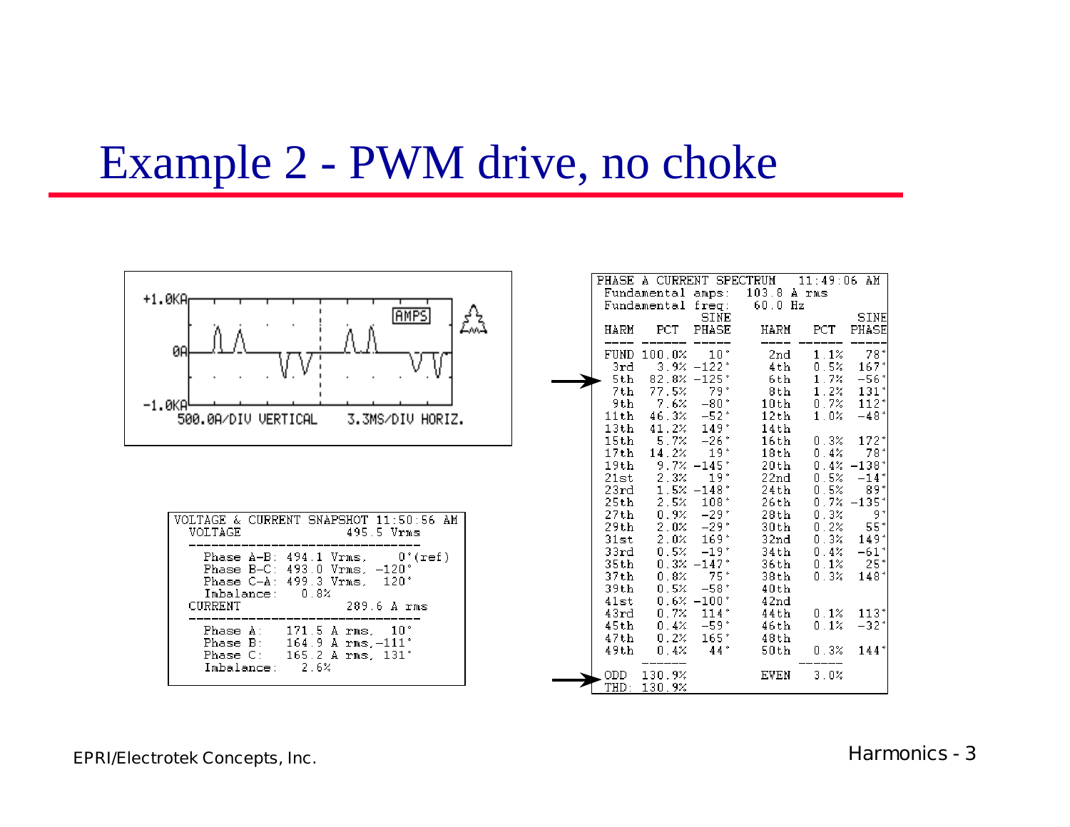# Example 2 - PWM drive, no choke

+1.0KA

0A

-1.0KA

AMPS

500.0A/DIV VERTICAL    3.3MS/DIV HORIZ.

```
VOLTAGE & CURRENT SNAPSHOT 11:50:56 AM
 VOLTAGE                    495.5 Vrms
 ---------------------------------
   Phase A-B: 494.1 Vrms,    0°(ref)
   Phase B-C: 493.0 Vrms, -120°
   Phase C-A: 499.3 Vrms,  120°
   Imbalance:   0.8%
 CURRENT                    289.6 A rms
 ---------------------------------
   Phase A:   171.5 A rms,  10°
   Phase B:   164.9 A rms,-111°
   Phase C:   165.2 A rms, 131°
   Imbalance:   2.6%
```

PHASE A CURRENT SPECTRUM 11:49:06 AM

Fundamental amps: 103.8 A rms

Fundamental freq: 60.0 Hz

| HARM | PCT | SINE PHASE | HARM | PCT | SINE PHASE |
|---|---|---|---|---|---|
| FUND | 100.0% | 10° | 2nd | 1.1% | 78° |
| 3rd | 3.9% | -122° | 4th | 0.5% | 167° |
| 5th | 82.8% | -125° | 6th | 1.7% | -56° |
| 7th | 77.5% | 79° | 8th | 1.2% | 131° |
| 9th | 7.6% | -80° | 10th | 0.7% | 112° |
| 11th | 46.3% | -52° | 12th | 1.0% | -48° |
| 13th | 41.2% | 149° | 14th | | |
| 15th | 5.7% | -26° | 16th | 0.3% | 172° |
| 17th | 14.2% | 19° | 18th | 0.4% | 78° |
| 19th | 9.7% | -145° | 20th | 0.4% | -138° |
| 21st | 2.3% | 19° | 22nd | 0.5% | -14° |
| 23rd | 1.5% | -148° | 24th | 0.5% | 89° |
| 25th | 2.5% | 108° | 26th | 0.7% | -135° |
| 27th | 0.9% | -29° | 28th | 0.3% | 9° |
| 29th | 2.0% | -29° | 30th | 0.2% | 55° |
| 31st | 2.0% | 169° | 32nd | 0.3% | 149° |
| 33rd | 0.5% | -19° | 34th | 0.4% | -61° |
| 35th | 0.3% | -147° | 36th | 0.1% | 25° |
| 37th | 0.8% | 75° | 38th | 0.3% | 148° |
| 39th | 0.5% | -58° | 40th | | |
| 41st | 0.6% | -100° | 42nd | | |
| 43rd | 0.7% | 114° | 44th | 0.1% | 113° |
| 45th | 0.4% | -59° | 46th | 0.1% | -32° |
| 47th | 0.2% | 165° | 48th | | |
| 49th | 0.4% | 44° | 50th | 0.3% | 144° |
| ODD | 130.9% | | EVEN | 3.0% | |
| THD: | 130.9% | | | | |

EPRI/Electrotek Concepts, Inc.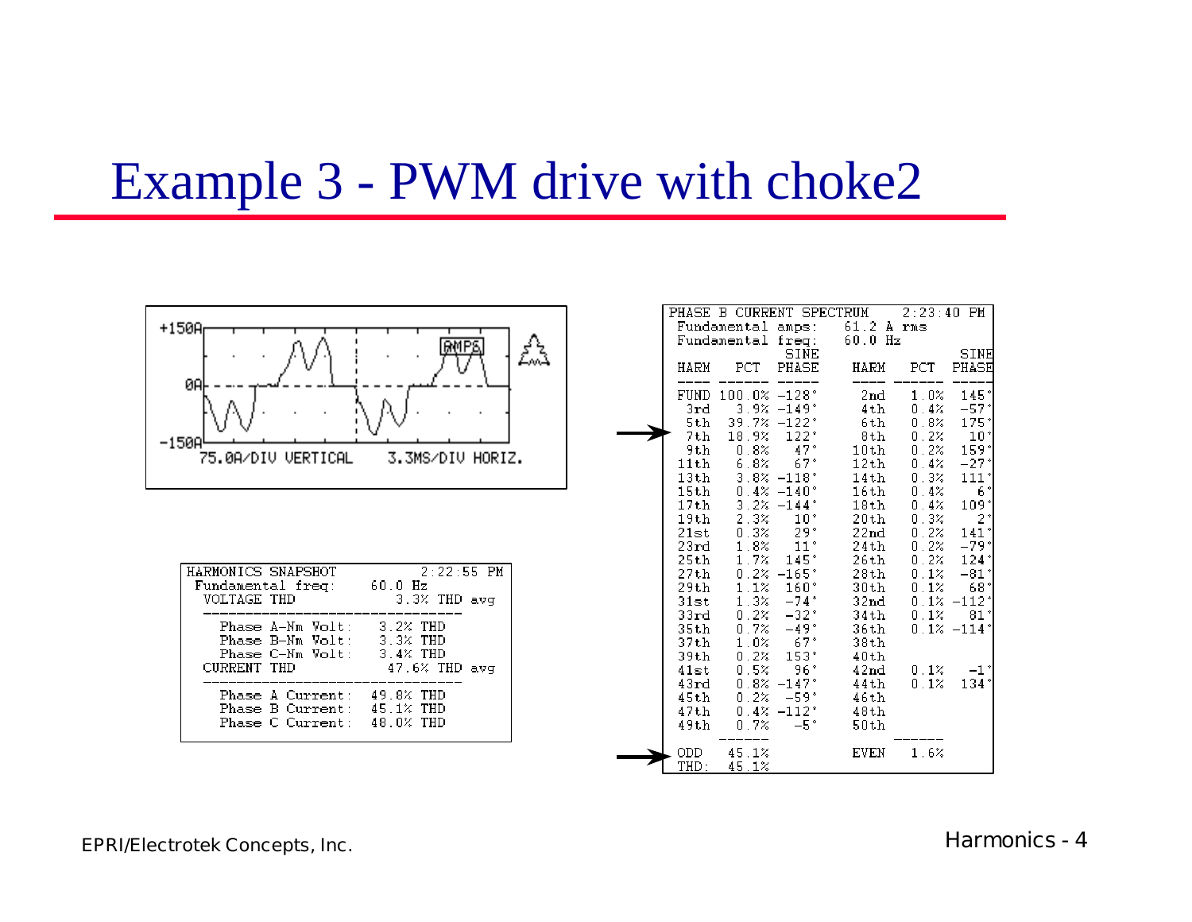# Example 3 - PWM drive with choke2

+150A

0A

-150A

75.0A/DIV VERTICAL    3.3MS/DIV HORIZ.

AMPS

**HARMONICS SNAPSHOT** 2:22:55 PM

Fundamental freq: 60.0 Hz

VOLTAGE THD 3.3% THD avg

| | |
|---|---|
| Phase A-Nm Volt: | 3.2% THD |
| Phase B-Nm Volt: | 3.3% THD |
| Phase C-Nm Volt: | 3.4% THD |

CURRENT THD 47.6% THD avg

| | |
|---|---|
| Phase A Current: | 49.8% THD |
| Phase B Current: | 45.1% THD |
| Phase C Current: | 48.0% THD |

**PHASE B CURRENT SPECTRUM** 2:23:40 PM

Fundamental amps: 61.2 A rms

Fundamental freq: 60.0 Hz

| HARM | PCT | SINE PHASE | HARM | PCT | SINE PHASE |
|---|---|---|---|---|---|
| FUND | 100.0% | -128° | 2nd | 1.0% | 145° |
| 3rd | 3.9% | -149° | 4th | 0.4% | -57° |
| 5th | 39.7% | -122° | 6th | 0.8% | 175° |
| 7th | 18.9% | 122° | 8th | 0.2% | 10° |
| 9th | 0.8% | 47° | 10th | 0.2% | 159° |
| 11th | 6.8% | 67° | 12th | 0.4% | -27° |
| 13th | 3.8% | -118° | 14th | 0.3% | 111° |
| 15th | 0.4% | -140° | 16th | 0.4% | 6° |
| 17th | 3.2% | -144° | 18th | 0.4% | 109° |
| 19th | 2.3% | 10° | 20th | 0.3% | 2° |
| 21st | 0.3% | 29° | 22nd | 0.2% | 141° |
| 23rd | 1.8% | 11° | 24th | 0.2% | -79° |
| 25th | 1.7% | 145° | 26th | 0.2% | 124° |
| 27th | 0.2% | -165° | 28th | 0.1% | -81° |
| 29th | 1.1% | 160° | 30th | 0.1% | 68° |
| 31st | 1.3% | -74° | 32nd | 0.1% | -112° |
| 33rd | 0.2% | -32° | 34th | 0.1% | 81° |
| 35th | 0.7% | -49° | 36th | 0.1% | -114° |
| 37th | 1.0% | 67° | 38th | | |
| 39th | 0.2% | 153° | 40th | | |
| 41st | 0.5% | 96° | 42nd | 0.1% | -1° |
| 43rd | 0.8% | -147° | 44th | 0.1% | 134° |
| 45th | 0.2% | -59° | 46th | | |
| 47th | 0.4% | -112° | 48th | | |
| 49th | 0.7% | -5° | 50th | | |
| ODD | 45.1% | | EVEN | 1.6% | |
| THD: | 45.1% | | | | |

EPRI/Electrotek Concepts, Inc.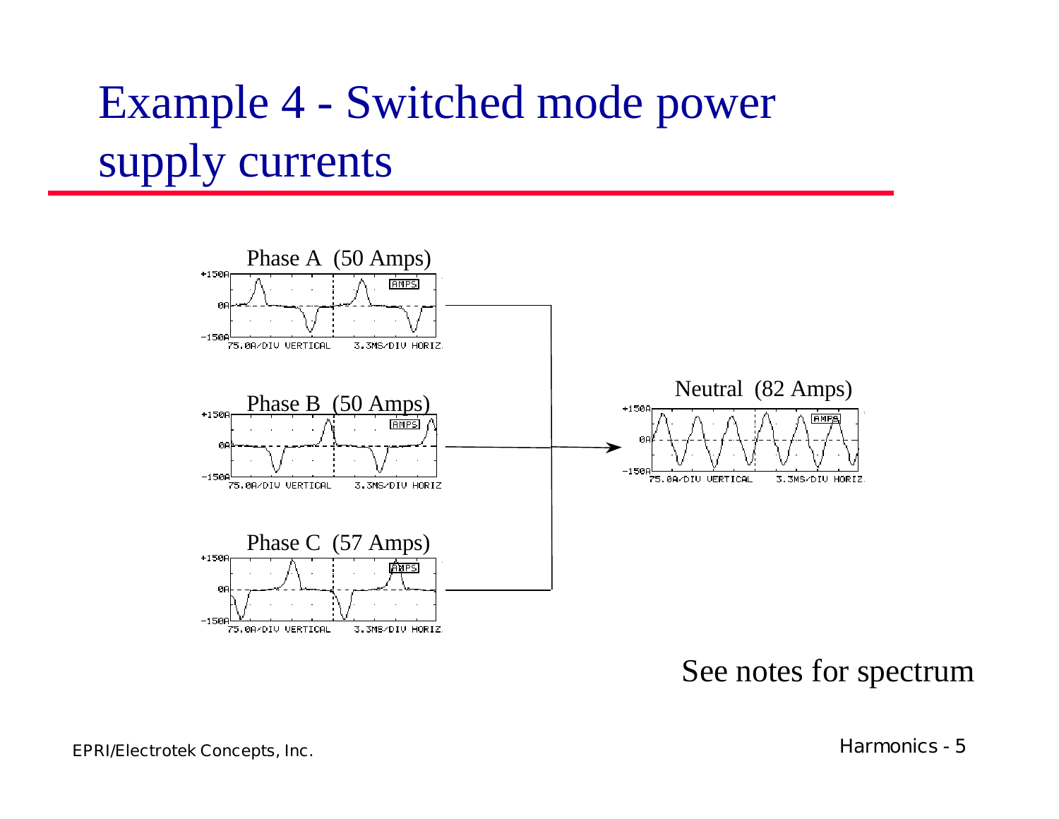# Example 4 - Switched mode power supply currents

Phase A (50 Amps)

+150A
0A
-150A
75.0A/DIV VERTICAL 3.3MS/DIV HORIZ

Phase B (50 Amps)

+150A
0A
-150A
75.0A/DIV VERTICAL 3.3MS/DIV HORIZ

Phase C (57 Amps)

+150A
0A
-150A
75.0A/DIV VERTICAL 3.3MS/DIV HORIZ

Neutral (82 Amps)

+150A
0A
-150A
75.0A/DIV VERTICAL 3.3MS/DIV HORIZ

See notes for spectrum

EPRI/Electrotek Concepts, Inc.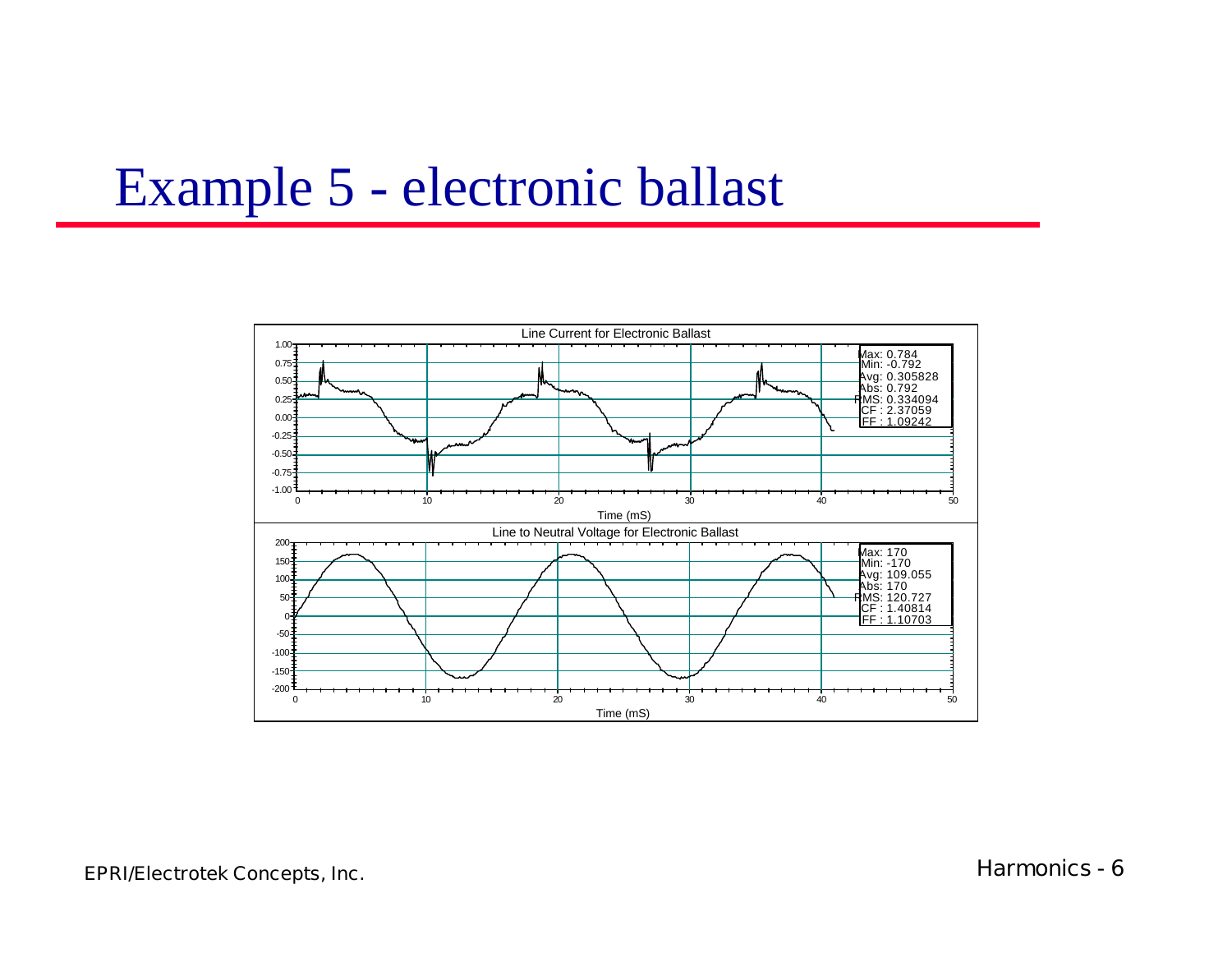# Example 5 - electronic ballast

Line Current for Electronic Ballast

1.00
0.75
0.50
0.25
0.00
-0.25
-0.50
-0.75
-1.00

0
10
20
30
40
50

Time (mS)

Max: 0.784
Min: -0.792
Avg: 0.305828
Abs: 0.792
RMS: 0.334094
CF : 2.37059
FF : 1.09242

Line to Neutral Voltage for Electronic Ballast

200
150
100
50
0
-50
-100
-150
-200

0
10
20
30
40
50

Time (mS)

Max: 170
Min: -170
Avg: 109.055
Abs: 170
RMS: 120.727
CF : 1.40814
FF : 1.10703

EPRI/Electrotek Concepts, Inc.